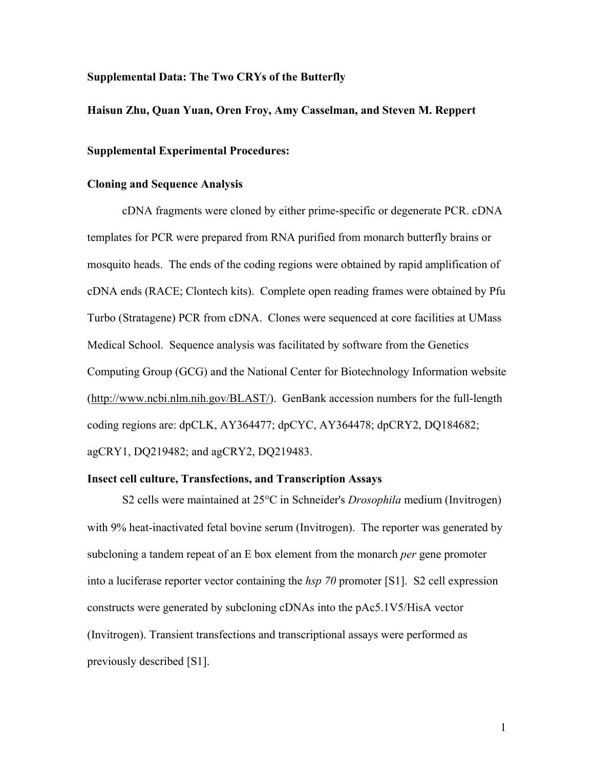**Supplemental Data: The Two CRYs of the Butterfly**

**Haisun Zhu, Quan Yuan, Oren Froy, Amy Casselman, and Steven M. Reppert**

**Supplemental Experimental Procedures:**

**Cloning and Sequence Analysis**

cDNA fragments were cloned by either prime-specific or degenerate PCR. cDNA templates for PCR were prepared from RNA purified from monarch butterfly brains or mosquito heads. The ends of the coding regions were obtained by rapid amplification of cDNA ends (RACE; Clontech kits). Complete open reading frames were obtained by Pfu Turbo (Stratagene) PCR from cDNA. Clones were sequenced at core facilities at UMass Medical School. Sequence analysis was facilitated by software from the Genetics Computing Group (GCG) and the National Center for Biotechnology Information website (http://www.ncbi.nlm.nih.gov/BLAST/). GenBank accession numbers for the full-length coding regions are: dpCLK, AY364477; dpCYC, AY364478; dpCRY2, DQ184682; agCRY1, DQ219482; and agCRY2, DQ219483.

**Insect cell culture, Transfections, and Transcription Assays**

S2 cells were maintained at 25°C in Schneider's *Drosophila* medium (Invitrogen) with 9% heat-inactivated fetal bovine serum (Invitrogen). The reporter was generated by subcloning a tandem repeat of an E box element from the monarch *per* gene promoter into a luciferase reporter vector containing the *hsp 70* promoter [S1]. S2 cell expression constructs were generated by subcloning cDNAs into the pAc5.1V5/HisA vector (Invitrogen). Transient transfections and transcriptional assays were performed as previously described [S1].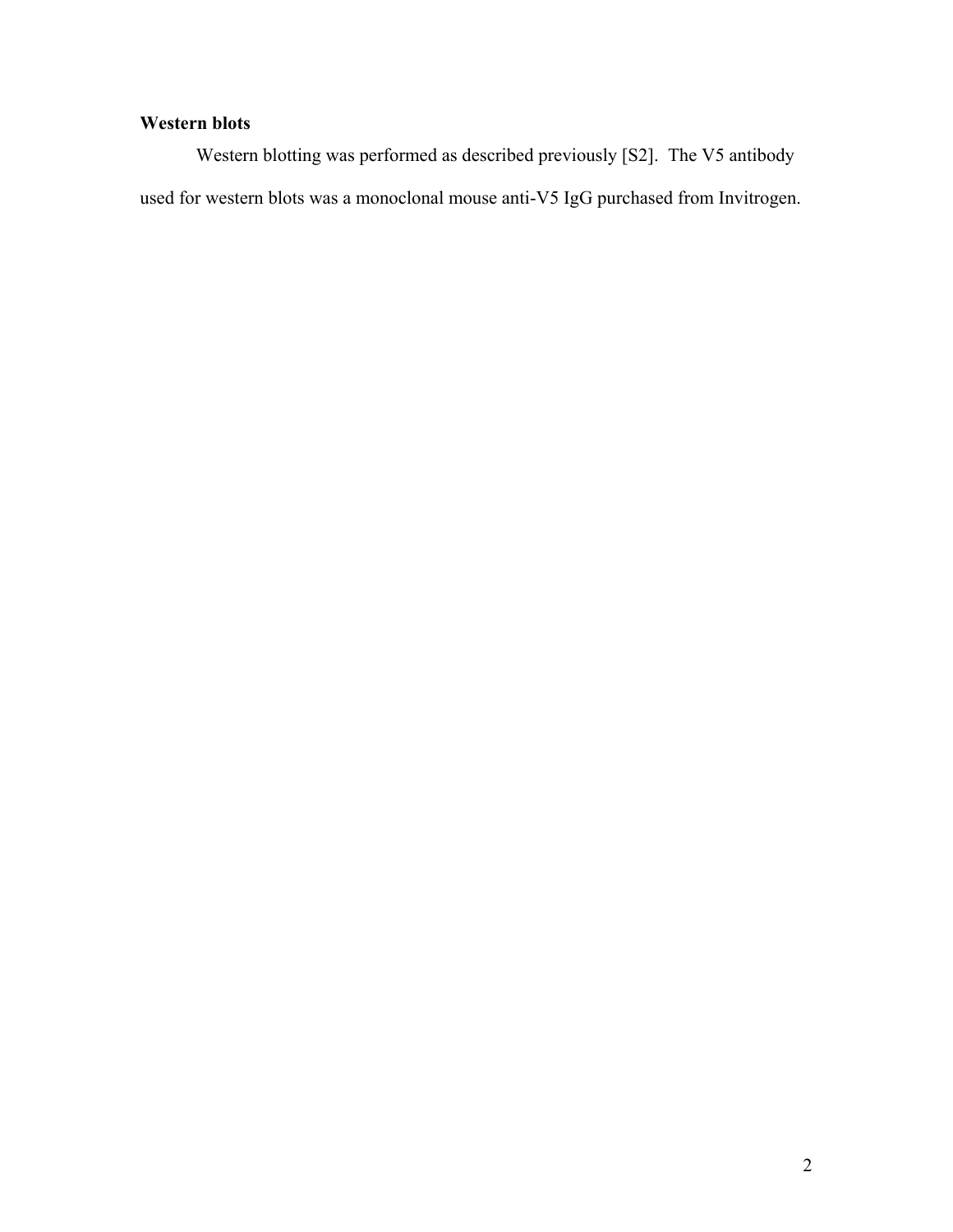**Western blots**

Western blotting was performed as described previously [S2]. The V5 antibody used for western blots was a monoclonal mouse anti-V5 IgG purchased from Invitrogen.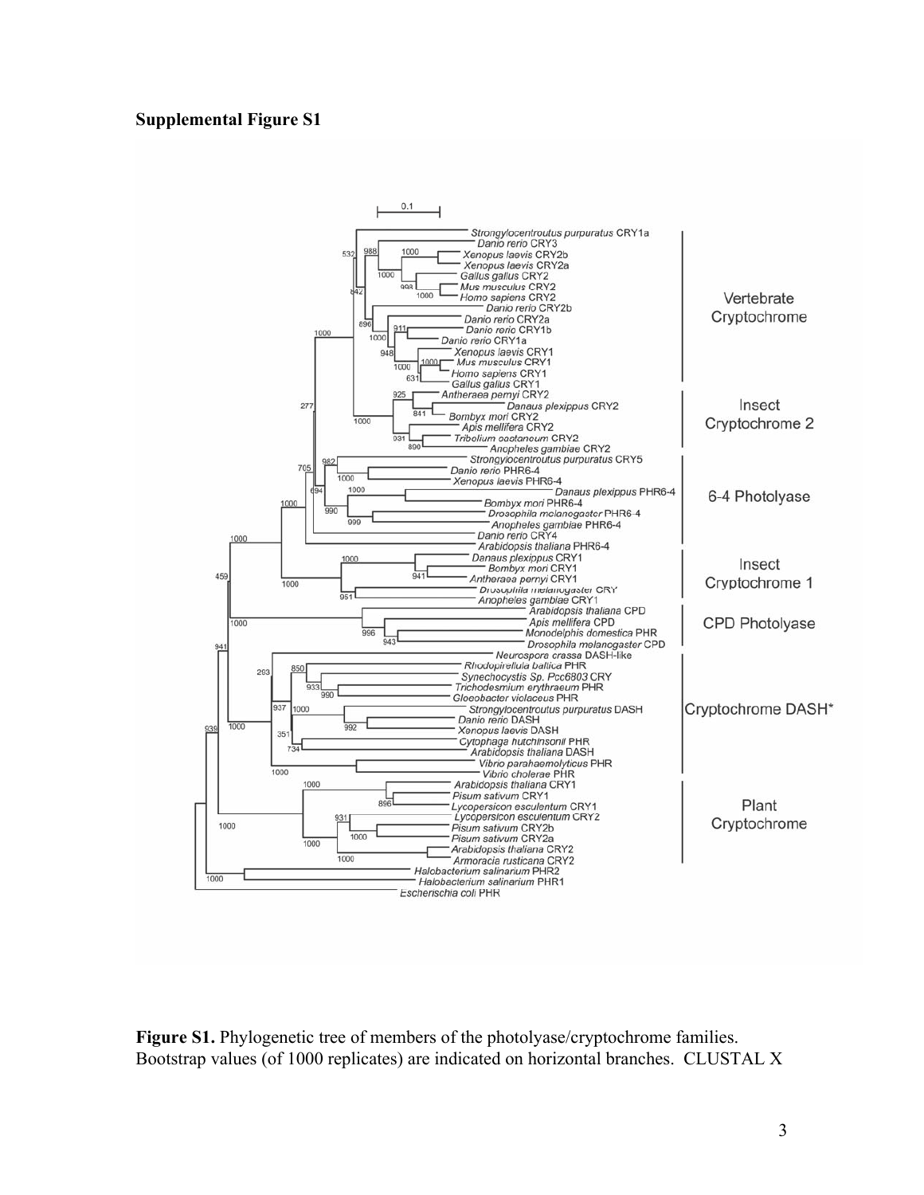**Supplemental Figure S1**

**Figure S1.** Phylogenetic tree of members of the photolyase/cryptochrome families. Bootstrap values (of 1000 replicates) are indicated on horizontal branches. CLUSTAL X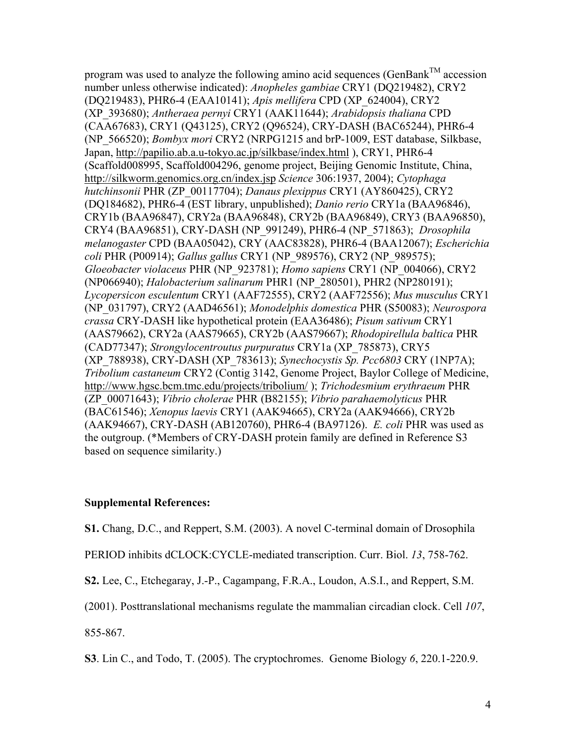program was used to analyze the following amino acid sequences (GenBank$^{TM}$ accession number unless otherwise indicated): *Anopheles gambiae* CRY1 (DQ219482), CRY2 (DQ219483), PHR6-4 (EAA10141); *Apis mellifera* CPD (XP_624004), CRY2 (XP_393680); *Antheraea pernyi* CRY1 (AAK11644); *Arabidopsis thaliana* CPD (CAA67683), CRY1 (Q43125), CRY2 (Q96524), CRY-DASH (BAC65244), PHR6-4 (NP_566520); *Bombyx mori* CRY2 (NRPG1215 and brP-1009, EST database, Silkbase, Japan, http://papilio.ab.a.u-tokyo.ac.jp/silkbase/index.html ), CRY1, PHR6-4 (Scaffold008995, Scaffold004296, genome project, Beijing Genomic Institute, China, http://silkworm.genomics.org.cn/index.jsp *Science* 306:1937, 2004); *Cytophaga hutchinsonii* PHR (ZP_00117704); *Danaus plexippus* CRY1 (AY860425), CRY2 (DQ184682), PHR6-4 (EST library, unpublished); *Danio rerio* CRY1a (BAA96846), CRY1b (BAA96847), CRY2a (BAA96848), CRY2b (BAA96849), CRY3 (BAA96850), CRY4 (BAA96851), CRY-DASH (NP_991249), PHR6-4 (NP_571863); *Drosophila melanogaster* CPD (BAA05042), CRY (AAC83828), PHR6-4 (BAA12067); *Escherichia coli* PHR (P00914); *Gallus gallus* CRY1 (NP_989576), CRY2 (NP_989575); *Gloeobacter violaceus* PHR (NP_923781); *Homo sapiens* CRY1 (NP_004066), CRY2 (NP066940); *Halobacterium salinarum* PHR1 (NP_280501), PHR2 (NP280191); *Lycopersicon esculentum* CRY1 (AAF72555), CRY2 (AAF72556); *Mus musculus* CRY1 (NP_031797), CRY2 (AAD46561); *Monodelphis domestica* PHR (S50083); *Neurospora crassa* CRY-DASH like hypothetical protein (EAA36486); *Pisum sativum* CRY1 (AAS79662), CRY2a (AAS79665), CRY2b (AAS79667); *Rhodopirellula baltica* PHR (CAD77347); *Strongylocentroutus purpuratus* CRY1a (XP_785873), CRY5 (XP_788938), CRY-DASH (XP_783613); *Synechocystis Sp. Pcc6803* CRY (1NP7A); *Tribolium castaneum* CRY2 (Contig 3142, Genome Project, Baylor College of Medicine, http://www.hgsc.bcm.tmc.edu/projects/tribolium/ ); *Trichodesmium erythraeum* PHR (ZP_00071643); *Vibrio cholerae* PHR (B82155); *Vibrio parahaemolyticus* PHR (BAC61546); *Xenopus laevis* CRY1 (AAK94665), CRY2a (AAK94666), CRY2b (AAK94667), CRY-DASH (AB120760), PHR6-4 (BA97126). *E. coli* PHR was used as the outgroup. (*Members of CRY-DASH protein family are defined in Reference S3 based on sequence similarity.)

**Supplemental References:**

**S1.** Chang, D.C., and Reppert, S.M. (2003). A novel C-terminal domain of Drosophila PERIOD inhibits dCLOCK:CYCLE-mediated transcription. Curr. Biol. *13*, 758-762.

**S2.** Lee, C., Etchegaray, J.-P., Cagampang, F.R.A., Loudon, A.S.I., and Reppert, S.M. (2001). Posttranslational mechanisms regulate the mammalian circadian clock. Cell *107*, 855-867.

**S3**. Lin C., and Todo, T. (2005). The cryptochromes. Genome Biology *6*, 220.1-220.9.